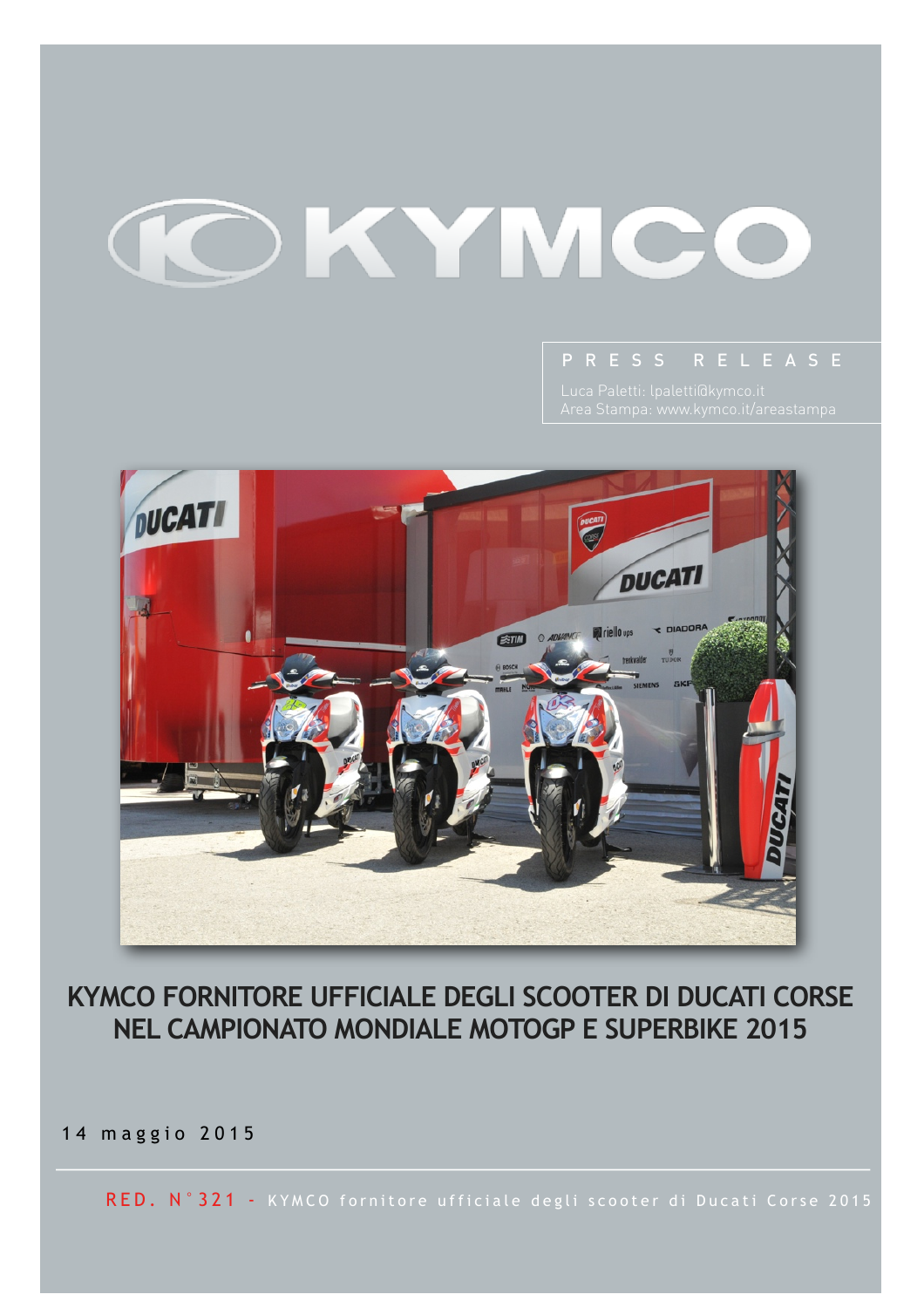KYMCO

PRESS RELEASE

Luca Paletti: lpaletti@kymco.it
Area Stampa: www.kymco.it/areastampa

# KYMCO FORNITORE UFFICIALE DEGLI SCOOTER DI DUCATI CORSE NEL CAMPIONATO MONDIALE MOTOGP E SUPERBIKE 2015

14 maggio 2015

RED. N°321 - KYMCO fornitore ufficiale degli scooter di Ducati Corse 2015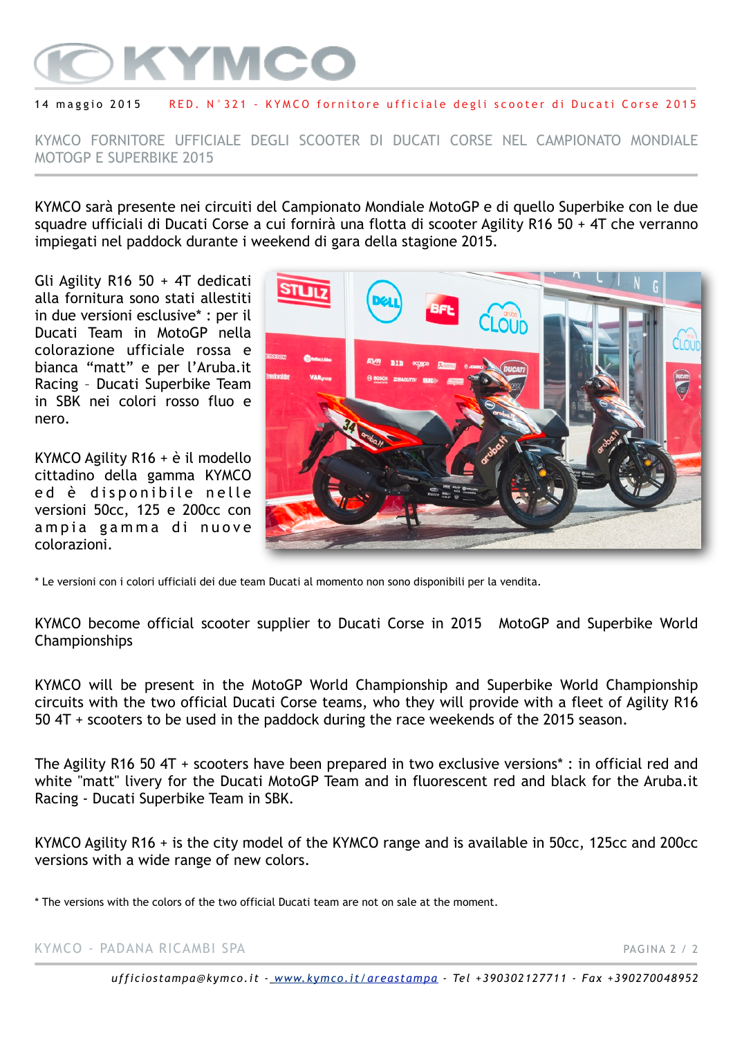14 maggio 2015 RED. N°321 - KYMCO fornitore ufficiale degli scooter di Ducati Corse 2015

## KYMCO FORNITORE UFFICIALE DEGLI SCOOTER DI DUCATI CORSE NEL CAMPIONATO MONDIALE MOTOGP E SUPERBIKE 2015

KYMCO sarà presente nei circuiti del Campionato Mondiale MotoGP e di quello Superbike con le due squadre ufficiali di Ducati Corse a cui fornirà una flotta di scooter Agility R16 50 + 4T che verranno impiegati nel paddock durante i weekend di gara della stagione 2015.

Gli Agility R16 50 + 4T dedicati alla fornitura sono stati allestiti in due versioni esclusive* : per il Ducati Team in MotoGP nella colorazione ufficiale rossa e bianca “matt” e per l’Aruba.it Racing – Ducati Superbike Team in SBK nei colori rosso fluo e nero.

KYMCO Agility R16 + è il modello cittadino della gamma KYMCO ed è disponibile nelle versioni 50cc, 125 e 200cc con ampia gamma di nuove colorazioni.

* Le versioni con i colori ufficiali dei due team Ducati al momento non sono disponibili per la vendita.

## KYMCO become official scooter supplier to Ducati Corse in 2015 MotoGP and Superbike World Championships

KYMCO will be present in the MotoGP World Championship and Superbike World Championship circuits with the two official Ducati Corse teams, who they will provide with a fleet of Agility R16 50 4T + scooters to be used in the paddock during the race weekends of the 2015 season.

The Agility R16 50 4T + scooters have been prepared in two exclusive versions* : in official red and white "matt" livery for the Ducati MotoGP Team and in fluorescent red and black for the Aruba.it Racing - Ducati Superbike Team in SBK.

KYMCO Agility R16 + is the city model of the KYMCO range and is available in 50cc, 125cc and 200cc versions with a wide range of new colors.

* The versions with the colors of the two official Ducati team are not on sale at the moment.

KYMCO - PADANA RICAMBI SPA

*ufficiostampa@kymco.it - www.kymco.it/areastampa - Tel +390302127711 - Fax +390270048952*